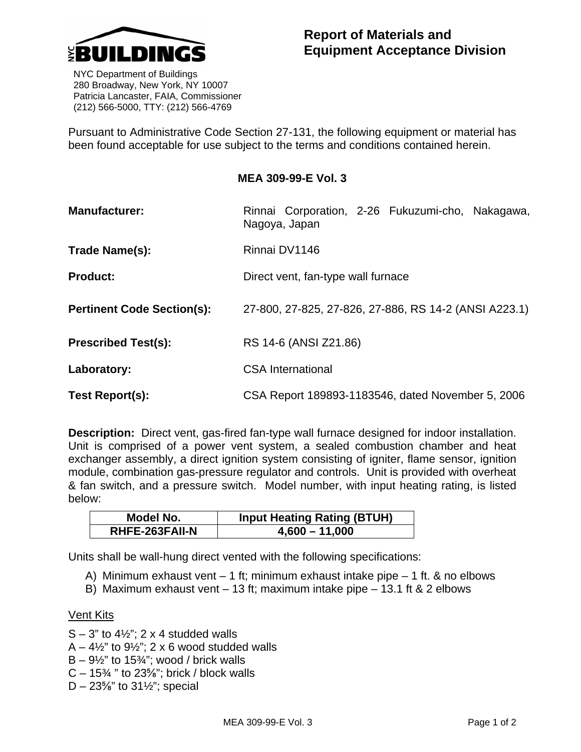NYC BUILDINGS

NYC Department of Buildings
280 Broadway, New York, NY 10007
Patricia Lancaster, FAIA, Commissioner
(212) 566-5000, TTY: (212) 566-4769

# Report of Materials and Equipment Acceptance Division

Pursuant to Administrative Code Section 27-131, the following equipment or material has been found acceptable for use subject to the terms and conditions contained herein.

## MEA 309-99-E Vol. 3

**Manufacturer:** Rinnai Corporation, 2-26 Fukuzumi-cho, Nakagawa, Nagoya, Japan

**Trade Name(s):** Rinnai DV1146

**Product:** Direct vent, fan-type wall furnace

**Pertinent Code Section(s):** 27-800, 27-825, 27-826, 27-886, RS 14-2 (ANSI A223.1)

**Prescribed Test(s):** RS 14-6 (ANSI Z21.86)

**Laboratory:** CSA International

**Test Report(s):** CSA Report 189893-1183546, dated November 5, 2006

**Description:** Direct vent, gas-fired fan-type wall furnace designed for indoor installation. Unit is comprised of a power vent system, a sealed combustion chamber and heat exchanger assembly, a direct ignition system consisting of igniter, flame sensor, ignition module, combination gas-pressure regulator and controls. Unit is provided with overheat & fan switch, and a pressure switch. Model number, with input heating rating, is listed below:

| Model No. | Input Heating Rating (BTUH) |
| --- | --- |
| RHFE-263FAII-N | 4,600 – 11,000 |

Units shall be wall-hung direct vented with the following specifications:

A) Minimum exhaust vent – 1 ft; minimum exhaust intake pipe – 1 ft. & no elbows
B) Maximum exhaust vent – 13 ft; maximum intake pipe – 13.1 ft & 2 elbows

Vent Kits

S – 3" to 4½"; 2 x 4 studded walls
A – 4½" to 9½"; 2 x 6 wood studded walls
B – 9½" to 15¾"; wood / brick walls
C – 15¾ " to 23⅝"; brick / block walls
D – 23⅝" to 31½"; special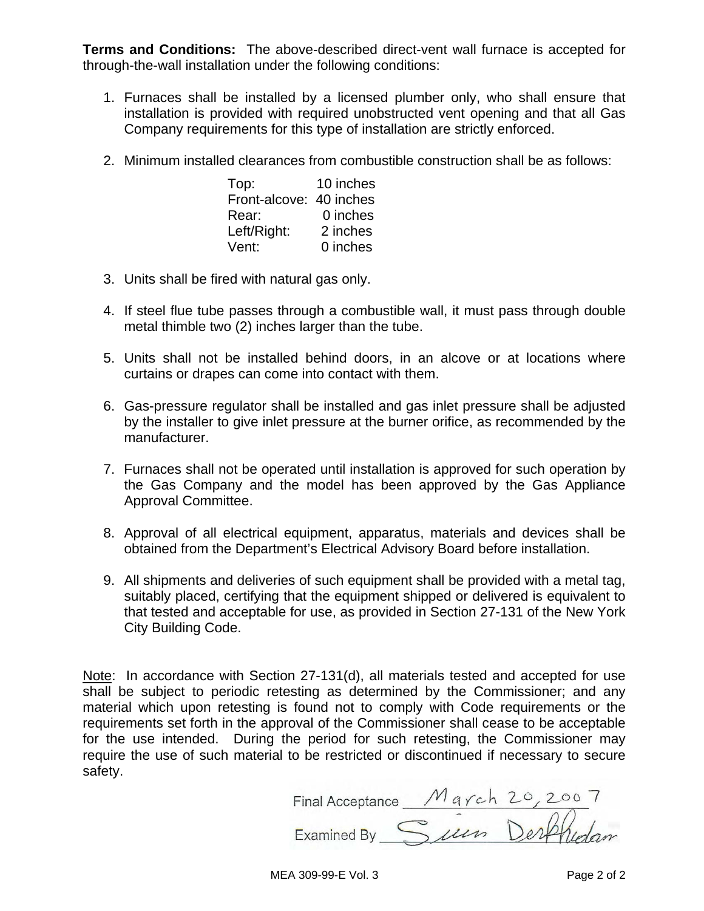**Terms and Conditions:** The above-described direct-vent wall furnace is accepted for through-the-wall installation under the following conditions:

1. Furnaces shall be installed by a licensed plumber only, who shall ensure that installation is provided with required unobstructed vent opening and that all Gas Company requirements for this type of installation are strictly enforced.

2. Minimum installed clearances from combustible construction shall be as follows:

| | |
|---|---|
| Top: | 10 inches |
| Front-alcove: | 40 inches |
| Rear: | 0 inches |
| Left/Right: | 2 inches |
| Vent: | 0 inches |

3. Units shall be fired with natural gas only.

4. If steel flue tube passes through a combustible wall, it must pass through double metal thimble two (2) inches larger than the tube.

5. Units shall not be installed behind doors, in an alcove or at locations where curtains or drapes can come into contact with them.

6. Gas-pressure regulator shall be installed and gas inlet pressure shall be adjusted by the installer to give inlet pressure at the burner orifice, as recommended by the manufacturer.

7. Furnaces shall not be operated until installation is approved for such operation by the Gas Company and the model has been approved by the Gas Appliance Approval Committee.

8. Approval of all electrical equipment, apparatus, materials and devices shall be obtained from the Department's Electrical Advisory Board before installation.

9. All shipments and deliveries of such equipment shall be provided with a metal tag, suitably placed, certifying that the equipment shipped or delivered is equivalent to that tested and acceptable for use, as provided in Section 27-131 of the New York City Building Code.

Note: In accordance with Section 27-131(d), all materials tested and accepted for use shall be subject to periodic retesting as determined by the Commissioner; and any material which upon retesting is found not to comply with Code requirements or the requirements set forth in the approval of the Commissioner shall cease to be acceptable for the use intended. During the period for such retesting, the Commissioner may require the use of such material to be restricted or discontinued if necessary to secure safety.

Final Acceptance March 20, 2007

Examined By Sum DerBedam

MEA 309-99-E Vol. 3